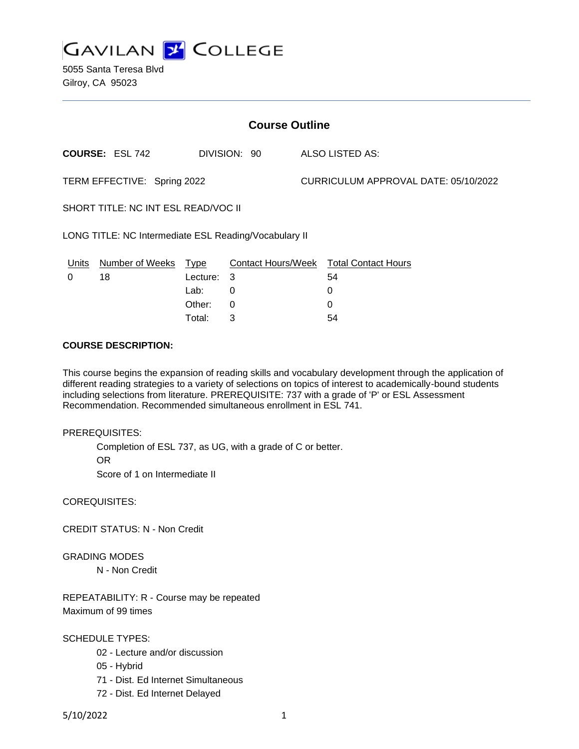# GAVILAN COLLEGE

5055 Santa Teresa Blvd
Gilroy, CA 95023

## Course Outline

**COURSE:** ESL 742 DIVISION: 90 ALSO LISTED AS:

TERM EFFECTIVE: Spring 2022 CURRICULUM APPROVAL DATE: 05/10/2022

SHORT TITLE: NC INT ESL READ/VOC II

LONG TITLE: NC Intermediate ESL Reading/Vocabulary II

| Units | Number of Weeks | Type | Contact Hours/Week | Total Contact Hours |
|---|---|---|---|---|
| 0 | 18 | Lecture: | 3 | 54 |
| | | Lab: | 0 | 0 |
| | | Other: | 0 | 0 |
| | | Total: | 3 | 54 |

**COURSE DESCRIPTION:**

This course begins the expansion of reading skills and vocabulary development through the application of different reading strategies to a variety of selections on topics of interest to academically-bound students including selections from literature. PREREQUISITE: 737 with a grade of 'P' or ESL Assessment Recommendation. Recommended simultaneous enrollment in ESL 741.

PREREQUISITES:

Completion of ESL 737, as UG, with a grade of C or better.
OR
Score of 1 on Intermediate II

COREQUISITES:

CREDIT STATUS: N - Non Credit

GRADING MODES

N - Non Credit

REPEATABILITY: R - Course may be repeated
Maximum of 99 times

SCHEDULE TYPES:

02 - Lecture and/or discussion
05 - Hybrid
71 - Dist. Ed Internet Simultaneous
72 - Dist. Ed Internet Delayed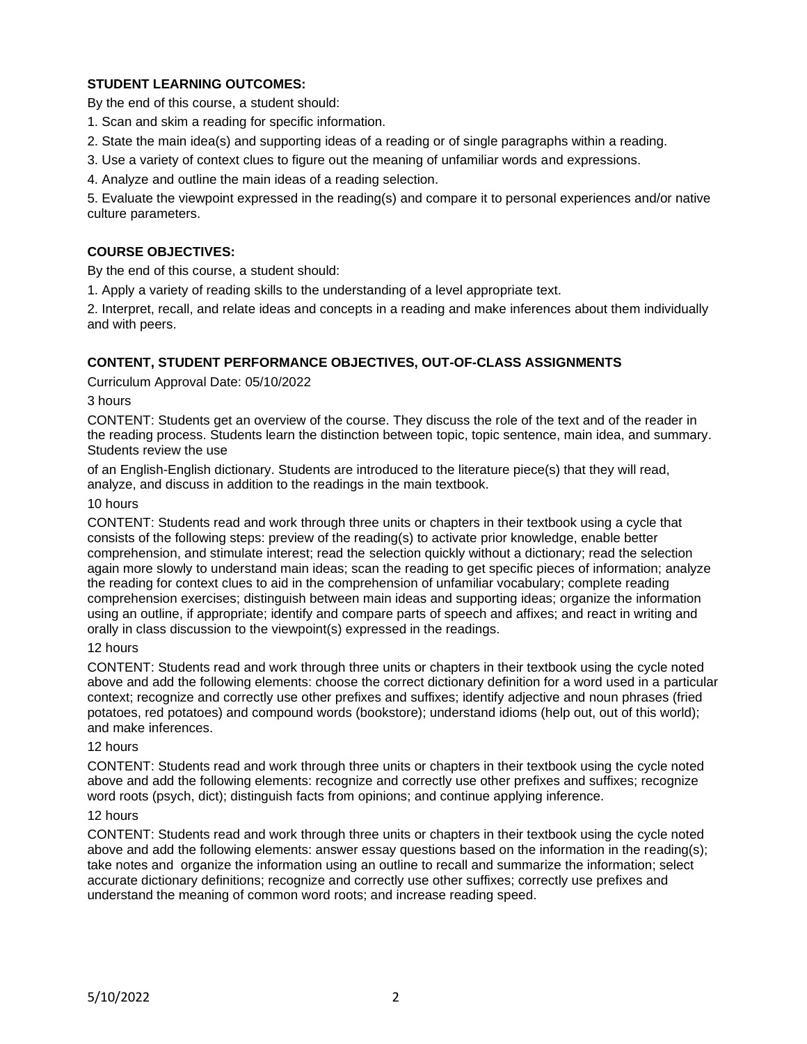**STUDENT LEARNING OUTCOMES:**

By the end of this course, a student should:

1. Scan and skim a reading for specific information.
2. State the main idea(s) and supporting ideas of a reading or of single paragraphs within a reading.
3. Use a variety of context clues to figure out the meaning of unfamiliar words and expressions.
4. Analyze and outline the main ideas of a reading selection.
5. Evaluate the viewpoint expressed in the reading(s) and compare it to personal experiences and/or native culture parameters.

**COURSE OBJECTIVES:**

By the end of this course, a student should:

1. Apply a variety of reading skills to the understanding of a level appropriate text.
2. Interpret, recall, and relate ideas and concepts in a reading and make inferences about them individually and with peers.

**CONTENT, STUDENT PERFORMANCE OBJECTIVES, OUT-OF-CLASS ASSIGNMENTS**

Curriculum Approval Date: 05/10/2022

3 hours

CONTENT: Students get an overview of the course. They discuss the role of the text and of the reader in the reading process. Students learn the distinction between topic, topic sentence, main idea, and summary. Students review the use

of an English-English dictionary. Students are introduced to the literature piece(s) that they will read, analyze, and discuss in addition to the readings in the main textbook.

10 hours

CONTENT: Students read and work through three units or chapters in their textbook using a cycle that consists of the following steps: preview of the reading(s) to activate prior knowledge, enable better comprehension, and stimulate interest; read the selection quickly without a dictionary; read the selection again more slowly to understand main ideas; scan the reading to get specific pieces of information; analyze the reading for context clues to aid in the comprehension of unfamiliar vocabulary; complete reading comprehension exercises; distinguish between main ideas and supporting ideas; organize the information using an outline, if appropriate; identify and compare parts of speech and affixes; and react in writing and orally in class discussion to the viewpoint(s) expressed in the readings.

12 hours

CONTENT: Students read and work through three units or chapters in their textbook using the cycle noted above and add the following elements: choose the correct dictionary definition for a word used in a particular context; recognize and correctly use other prefixes and suffixes; identify adjective and noun phrases (fried potatoes, red potatoes) and compound words (bookstore); understand idioms (help out, out of this world); and make inferences.

12 hours

CONTENT: Students read and work through three units or chapters in their textbook using the cycle noted above and add the following elements: recognize and correctly use other prefixes and suffixes; recognize word roots (psych, dict); distinguish facts from opinions; and continue applying inference.

12 hours

CONTENT: Students read and work through three units or chapters in their textbook using the cycle noted above and add the following elements: answer essay questions based on the information in the reading(s); take notes and organize the information using an outline to recall and summarize the information; select accurate dictionary definitions; recognize and correctly use other suffixes; correctly use prefixes and understand the meaning of common word roots; and increase reading speed.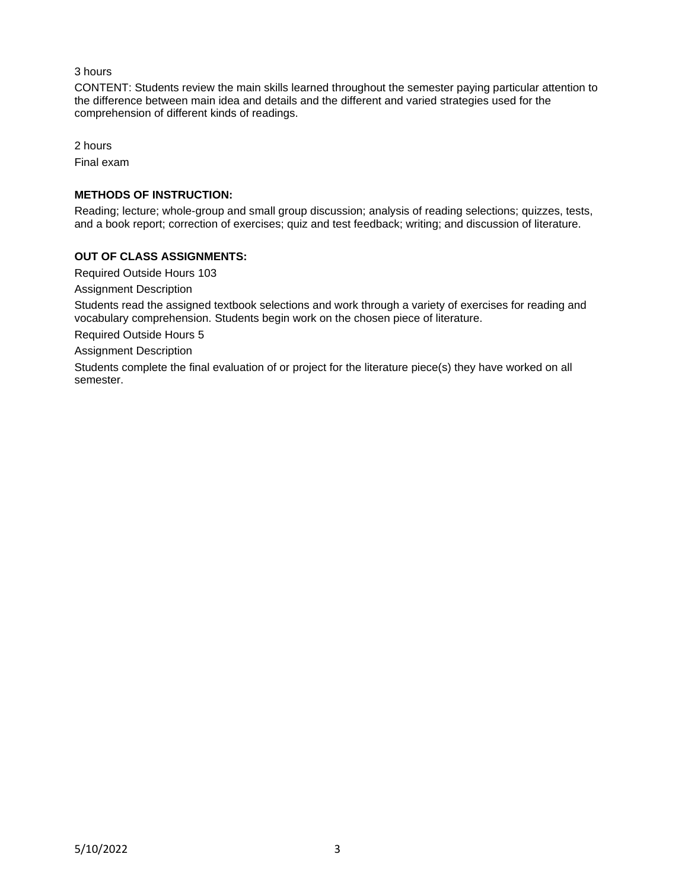3 hours

CONTENT: Students review the main skills learned throughout the semester paying particular attention to the difference between main idea and details and the different and varied strategies used for the comprehension of different kinds of readings.

2 hours

Final exam

**METHODS OF INSTRUCTION:**

Reading; lecture; whole-group and small group discussion; analysis of reading selections; quizzes, tests, and a book report; correction of exercises; quiz and test feedback; writing; and discussion of literature.

**OUT OF CLASS ASSIGNMENTS:**

Required Outside Hours 103

Assignment Description

Students read the assigned textbook selections and work through a variety of exercises for reading and vocabulary comprehension. Students begin work on the chosen piece of literature.

Required Outside Hours 5

Assignment Description

Students complete the final evaluation of or project for the literature piece(s) they have worked on all semester.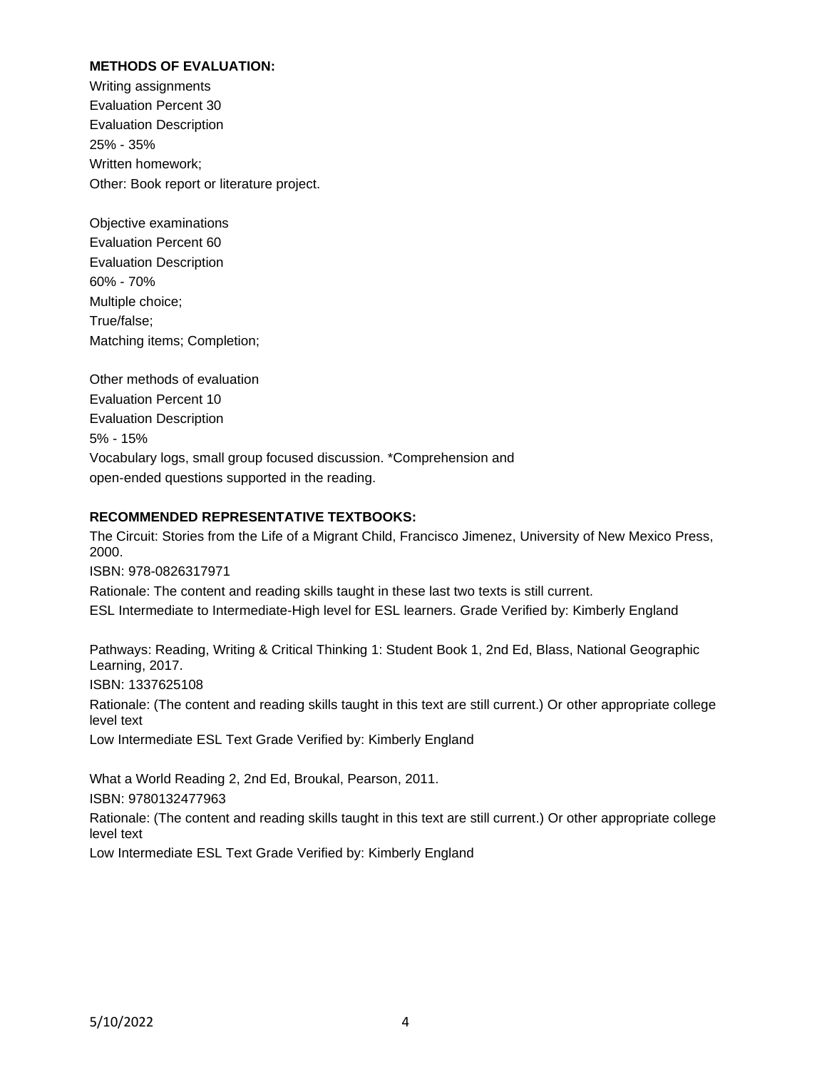**METHODS OF EVALUATION:**

Writing assignments
Evaluation Percent 30
Evaluation Description
25% - 35%
Written homework;
Other: Book report or literature project.

Objective examinations
Evaluation Percent 60
Evaluation Description
60% - 70%
Multiple choice;
True/false;
Matching items; Completion;

Other methods of evaluation
Evaluation Percent 10
Evaluation Description
5% - 15%
Vocabulary logs, small group focused discussion. *Comprehension and
open-ended questions supported in the reading.

**RECOMMENDED REPRESENTATIVE TEXTBOOKS:**

The Circuit: Stories from the Life of a Migrant Child, Francisco Jimenez, University of New Mexico Press, 2000.
ISBN: 978-0826317971
Rationale: The content and reading skills taught in these last two texts is still current.
ESL Intermediate to Intermediate-High level for ESL learners. Grade Verified by: Kimberly England

Pathways: Reading, Writing & Critical Thinking 1: Student Book 1, 2nd Ed, Blass, National Geographic Learning, 2017.
ISBN: 1337625108
Rationale: (The content and reading skills taught in this text are still current.) Or other appropriate college level text
Low Intermediate ESL Text Grade Verified by: Kimberly England

What a World Reading 2, 2nd Ed, Broukal, Pearson, 2011.
ISBN: 9780132477963
Rationale: (The content and reading skills taught in this text are still current.) Or other appropriate college level text
Low Intermediate ESL Text Grade Verified by: Kimberly England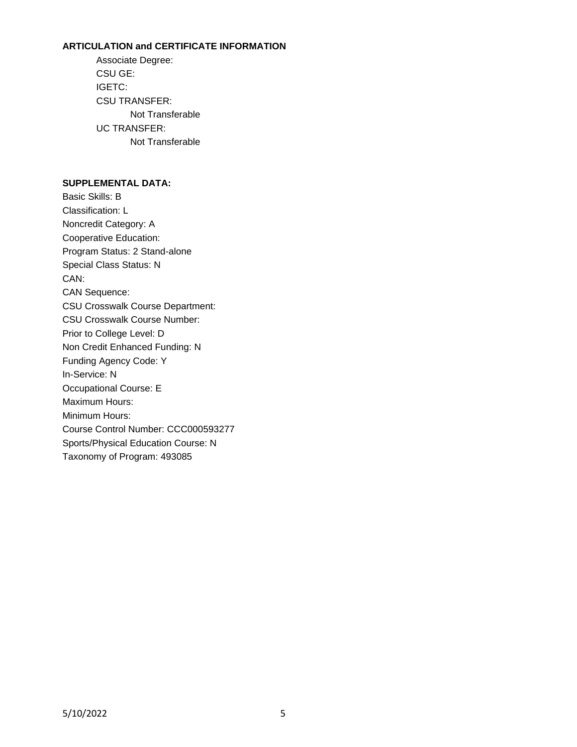**ARTICULATION and CERTIFICATE INFORMATION**

Associate Degree:
CSU GE:
IGETC:
CSU TRANSFER:
Not Transferable
UC TRANSFER:
Not Transferable

**SUPPLEMENTAL DATA:**

Basic Skills: B
Classification: L
Noncredit Category: A
Cooperative Education:
Program Status: 2 Stand-alone
Special Class Status: N
CAN:
CAN Sequence:
CSU Crosswalk Course Department:
CSU Crosswalk Course Number:
Prior to College Level: D
Non Credit Enhanced Funding: N
Funding Agency Code: Y
In-Service: N
Occupational Course: E
Maximum Hours:
Minimum Hours:
Course Control Number: CCC000593277
Sports/Physical Education Course: N
Taxonomy of Program: 493085